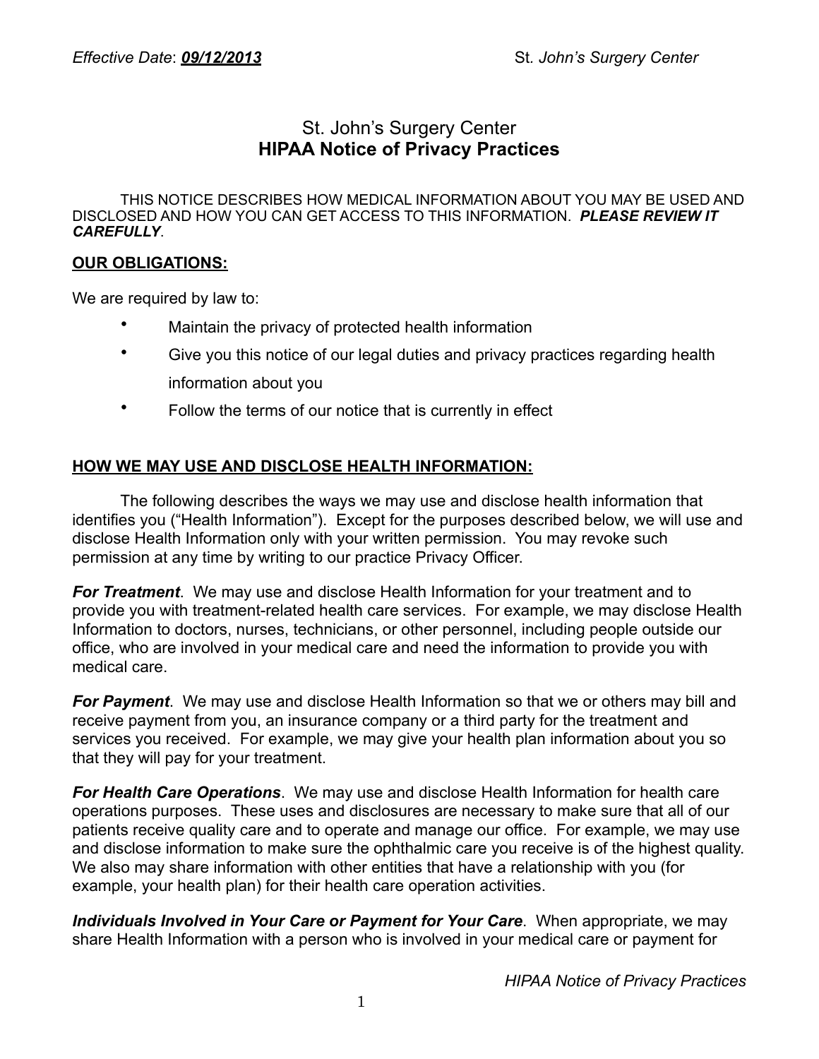# St. John's Surgery Center
## HIPAA Notice of Privacy Practices

THIS NOTICE DESCRIBES HOW MEDICAL INFORMATION ABOUT YOU MAY BE USED AND DISCLOSED AND HOW YOU CAN GET ACCESS TO THIS INFORMATION. ***PLEASE REVIEW IT CAREFULLY***.

**OUR OBLIGATIONS:**

We are required by law to:

- Maintain the privacy of protected health information
- Give you this notice of our legal duties and privacy practices regarding health information about you
- Follow the terms of our notice that is currently in effect

**HOW WE MAY USE AND DISCLOSE HEALTH INFORMATION:**

The following describes the ways we may use and disclose health information that identifies you ("Health Information"). Except for the purposes described below, we will use and disclose Health Information only with your written permission. You may revoke such permission at any time by writing to our practice Privacy Officer.

***For Treatment***. We may use and disclose Health Information for your treatment and to provide you with treatment-related health care services. For example, we may disclose Health Information to doctors, nurses, technicians, or other personnel, including people outside our office, who are involved in your medical care and need the information to provide you with medical care.

***For Payment***. We may use and disclose Health Information so that we or others may bill and receive payment from you, an insurance company or a third party for the treatment and services you received. For example, we may give your health plan information about you so that they will pay for your treatment.

***For Health Care Operations***. We may use and disclose Health Information for health care operations purposes. These uses and disclosures are necessary to make sure that all of our patients receive quality care and to operate and manage our office. For example, we may use and disclose information to make sure the ophthalmic care you receive is of the highest quality. We also may share information with other entities that have a relationship with you (for example, your health plan) for their health care operation activities.

***Individuals Involved in Your Care or Payment for Your Care***. When appropriate, we may share Health Information with a person who is involved in your medical care or payment for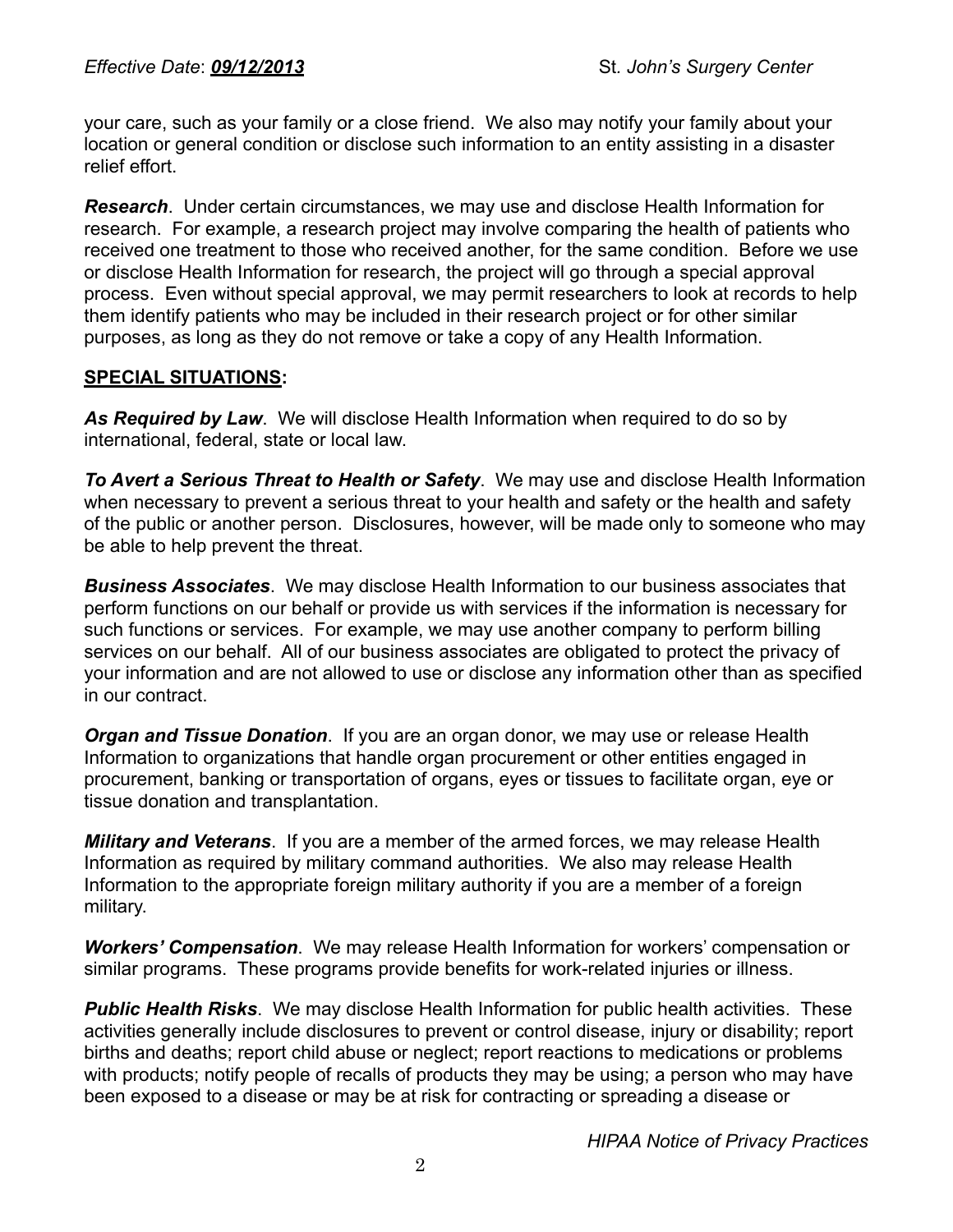your care, such as your family or a close friend. We also may notify your family about your location or general condition or disclose such information to an entity assisting in a disaster relief effort.

***Research***. Under certain circumstances, we may use and disclose Health Information for research. For example, a research project may involve comparing the health of patients who received one treatment to those who received another, for the same condition. Before we use or disclose Health Information for research, the project will go through a special approval process. Even without special approval, we may permit researchers to look at records to help them identify patients who may be included in their research project or for other similar purposes, as long as they do not remove or take a copy of any Health Information.

## **SPECIAL SITUATIONS:**

***As Required by Law***. We will disclose Health Information when required to do so by international, federal, state or local law.

***To Avert a Serious Threat to Health or Safety***. We may use and disclose Health Information when necessary to prevent a serious threat to your health and safety or the health and safety of the public or another person. Disclosures, however, will be made only to someone who may be able to help prevent the threat.

***Business Associates***. We may disclose Health Information to our business associates that perform functions on our behalf or provide us with services if the information is necessary for such functions or services. For example, we may use another company to perform billing services on our behalf. All of our business associates are obligated to protect the privacy of your information and are not allowed to use or disclose any information other than as specified in our contract.

***Organ and Tissue Donation***. If you are an organ donor, we may use or release Health Information to organizations that handle organ procurement or other entities engaged in procurement, banking or transportation of organs, eyes or tissues to facilitate organ, eye or tissue donation and transplantation.

***Military and Veterans***. If you are a member of the armed forces, we may release Health Information as required by military command authorities. We also may release Health Information to the appropriate foreign military authority if you are a member of a foreign military.

***Workers' Compensation***. We may release Health Information for workers' compensation or similar programs. These programs provide benefits for work-related injuries or illness.

***Public Health Risks***. We may disclose Health Information for public health activities. These activities generally include disclosures to prevent or control disease, injury or disability; report births and deaths; report child abuse or neglect; report reactions to medications or problems with products; notify people of recalls of products they may be using; a person who may have been exposed to a disease or may be at risk for contracting or spreading a disease or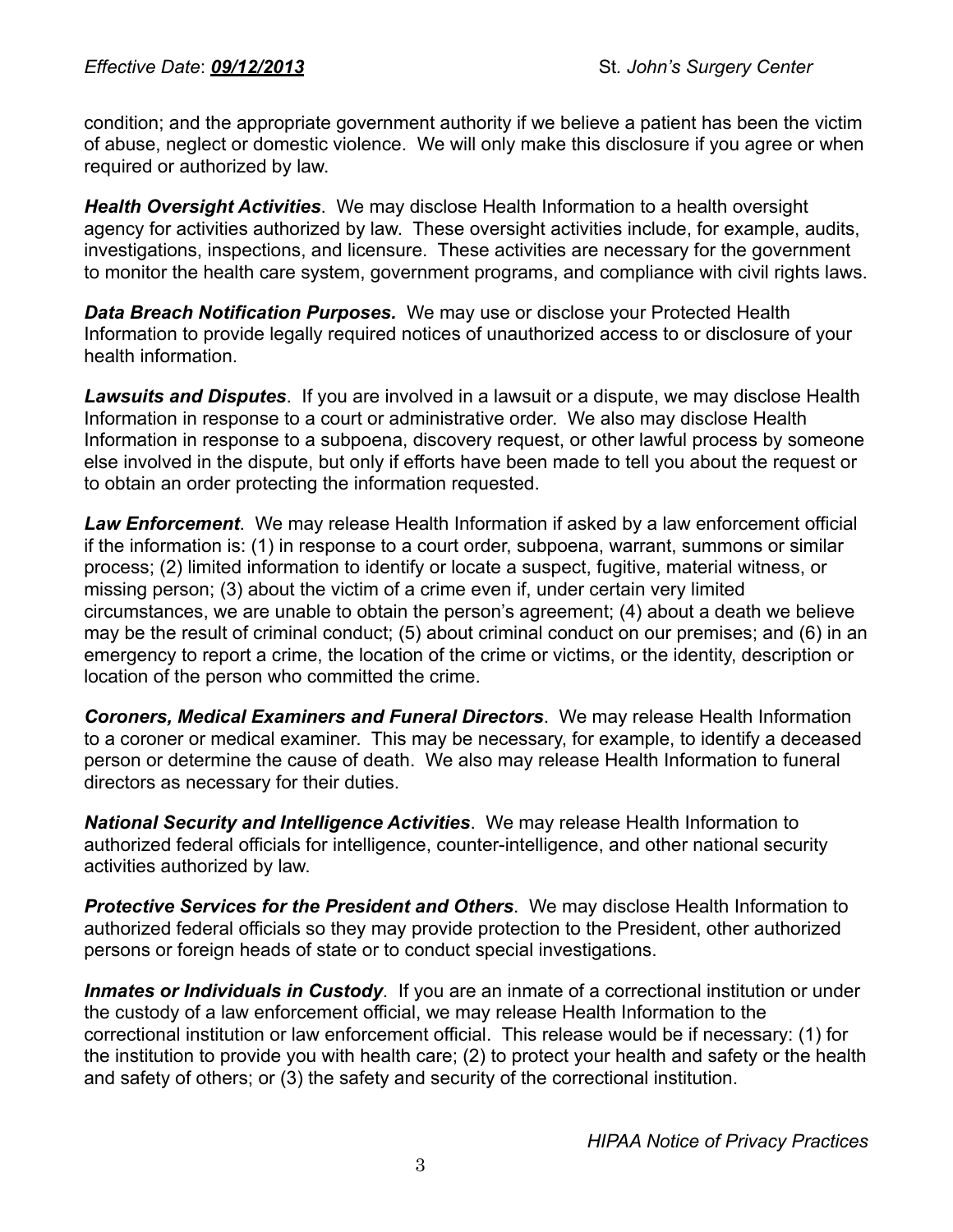condition; and the appropriate government authority if we believe a patient has been the victim of abuse, neglect or domestic violence. We will only make this disclosure if you agree or when required or authorized by law.

***Health Oversight Activities***. We may disclose Health Information to a health oversight agency for activities authorized by law. These oversight activities include, for example, audits, investigations, inspections, and licensure. These activities are necessary for the government to monitor the health care system, government programs, and compliance with civil rights laws.

***Data Breach Notification Purposes.*** We may use or disclose your Protected Health Information to provide legally required notices of unauthorized access to or disclosure of your health information.

***Lawsuits and Disputes***. If you are involved in a lawsuit or a dispute, we may disclose Health Information in response to a court or administrative order. We also may disclose Health Information in response to a subpoena, discovery request, or other lawful process by someone else involved in the dispute, but only if efforts have been made to tell you about the request or to obtain an order protecting the information requested.

***Law Enforcement***. We may release Health Information if asked by a law enforcement official if the information is: (1) in response to a court order, subpoena, warrant, summons or similar process; (2) limited information to identify or locate a suspect, fugitive, material witness, or missing person; (3) about the victim of a crime even if, under certain very limited circumstances, we are unable to obtain the person's agreement; (4) about a death we believe may be the result of criminal conduct; (5) about criminal conduct on our premises; and (6) in an emergency to report a crime, the location of the crime or victims, or the identity, description or location of the person who committed the crime.

***Coroners, Medical Examiners and Funeral Directors***. We may release Health Information to a coroner or medical examiner. This may be necessary, for example, to identify a deceased person or determine the cause of death. We also may release Health Information to funeral directors as necessary for their duties.

***National Security and Intelligence Activities***. We may release Health Information to authorized federal officials for intelligence, counter-intelligence, and other national security activities authorized by law.

***Protective Services for the President and Others***. We may disclose Health Information to authorized federal officials so they may provide protection to the President, other authorized persons or foreign heads of state or to conduct special investigations.

***Inmates or Individuals in Custody***. If you are an inmate of a correctional institution or under the custody of a law enforcement official, we may release Health Information to the correctional institution or law enforcement official. This release would be if necessary: (1) for the institution to provide you with health care; (2) to protect your health and safety or the health and safety of others; or (3) the safety and security of the correctional institution.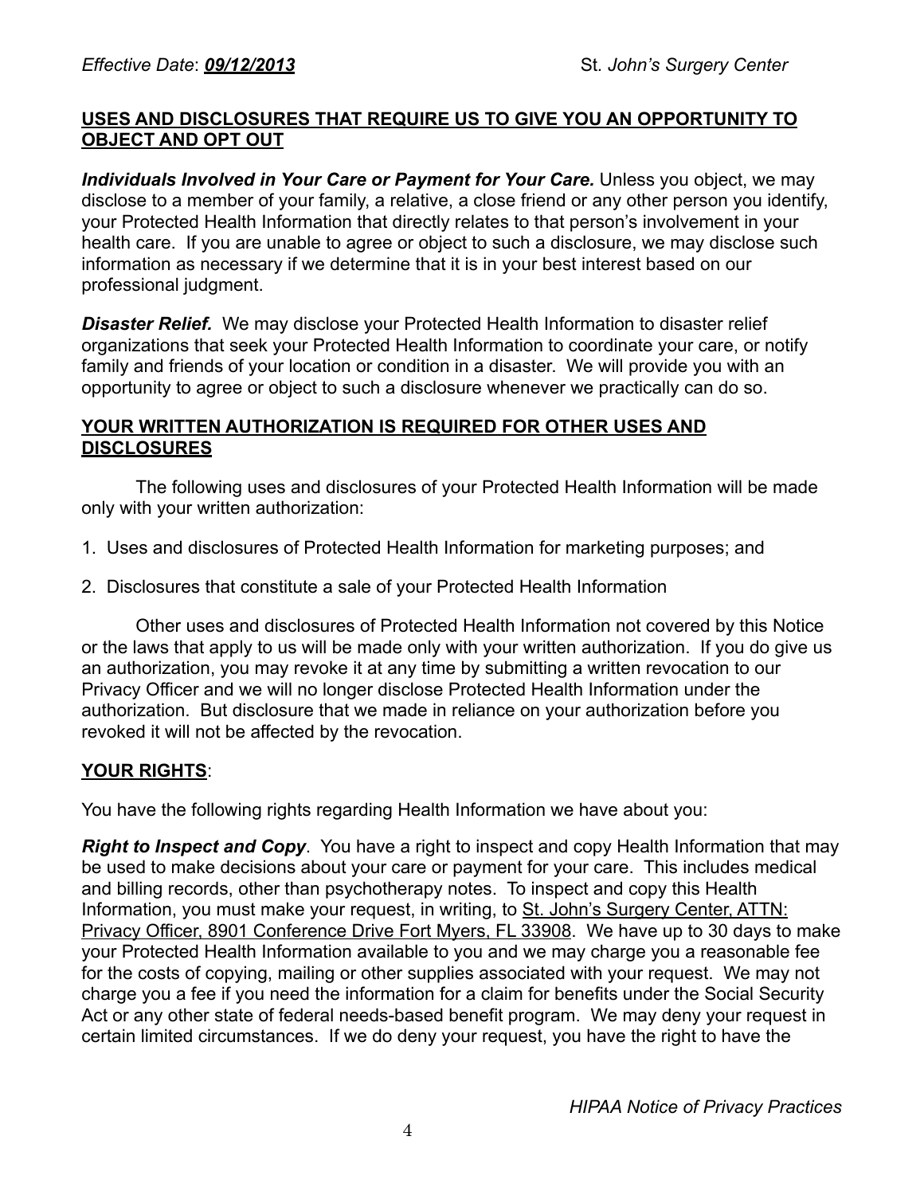## USES AND DISCLOSURES THAT REQUIRE US TO GIVE YOU AN OPPORTUNITY TO OBJECT AND OPT OUT

***Individuals Involved in Your Care or Payment for Your Care.*** Unless you object, we may disclose to a member of your family, a relative, a close friend or any other person you identify, your Protected Health Information that directly relates to that person's involvement in your health care. If you are unable to agree or object to such a disclosure, we may disclose such information as necessary if we determine that it is in your best interest based on our professional judgment.

***Disaster Relief.*** We may disclose your Protected Health Information to disaster relief organizations that seek your Protected Health Information to coordinate your care, or notify family and friends of your location or condition in a disaster. We will provide you with an opportunity to agree or object to such a disclosure whenever we practically can do so.

## YOUR WRITTEN AUTHORIZATION IS REQUIRED FOR OTHER USES AND DISCLOSURES

The following uses and disclosures of your Protected Health Information will be made only with your written authorization:

1. Uses and disclosures of Protected Health Information for marketing purposes; and
2. Disclosures that constitute a sale of your Protected Health Information

Other uses and disclosures of Protected Health Information not covered by this Notice or the laws that apply to us will be made only with your written authorization. If you do give us an authorization, you may revoke it at any time by submitting a written revocation to our Privacy Officer and we will no longer disclose Protected Health Information under the authorization. But disclosure that we made in reliance on your authorization before you revoked it will not be affected by the revocation.

## YOUR RIGHTS:

You have the following rights regarding Health Information we have about you:

***Right to Inspect and Copy***. You have a right to inspect and copy Health Information that may be used to make decisions about your care or payment for your care. This includes medical and billing records, other than psychotherapy notes. To inspect and copy this Health Information, you must make your request, in writing, to St. John's Surgery Center, ATTN: Privacy Officer, 8901 Conference Drive Fort Myers, FL 33908. We have up to 30 days to make your Protected Health Information available to you and we may charge you a reasonable fee for the costs of copying, mailing or other supplies associated with your request. We may not charge you a fee if you need the information for a claim for benefits under the Social Security Act or any other state of federal needs-based benefit program. We may deny your request in certain limited circumstances. If we do deny your request, you have the right to have the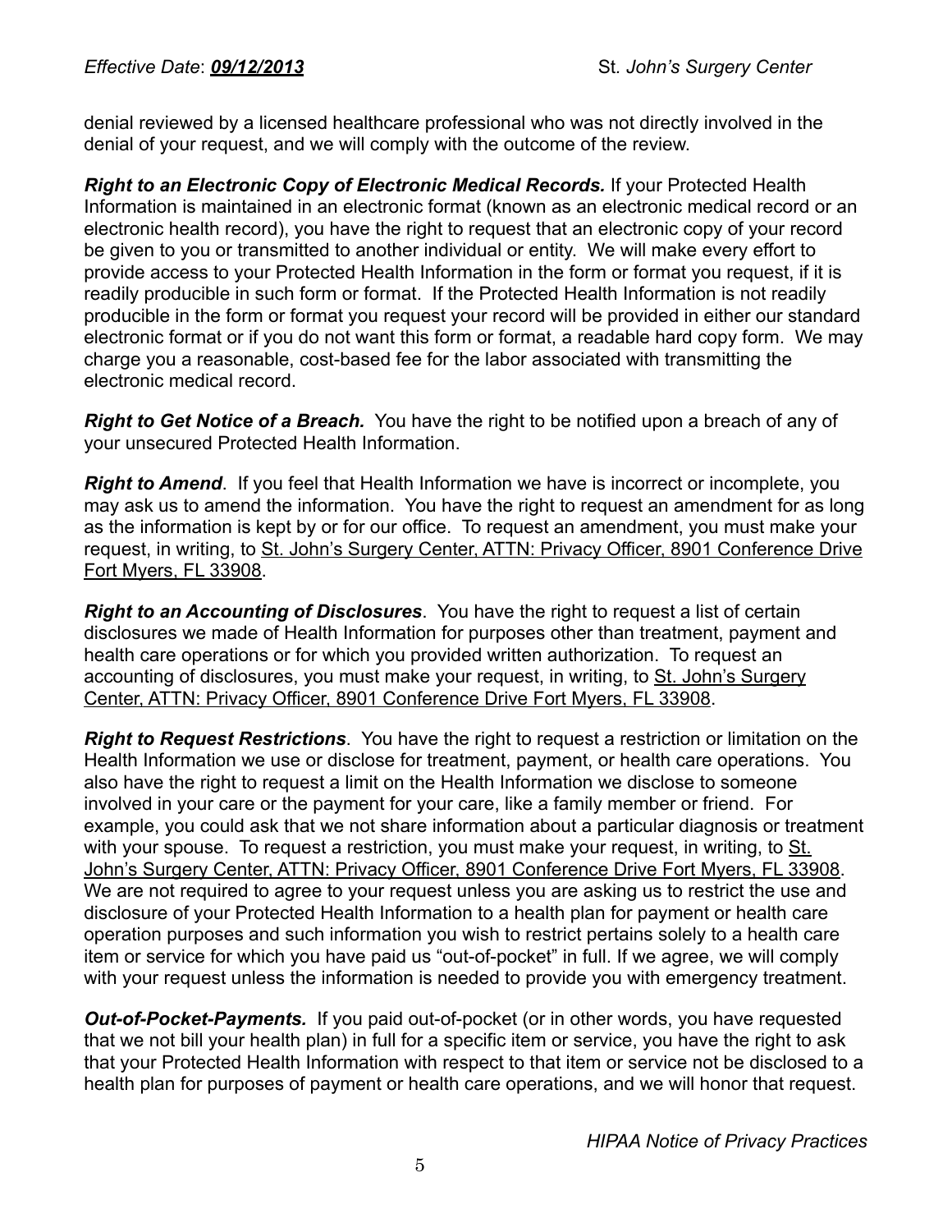denial reviewed by a licensed healthcare professional who was not directly involved in the denial of your request, and we will comply with the outcome of the review.

***Right to an Electronic Copy of Electronic Medical Records.*** If your Protected Health Information is maintained in an electronic format (known as an electronic medical record or an electronic health record), you have the right to request that an electronic copy of your record be given to you or transmitted to another individual or entity. We will make every effort to provide access to your Protected Health Information in the form or format you request, if it is readily producible in such form or format. If the Protected Health Information is not readily producible in the form or format you request your record will be provided in either our standard electronic format or if you do not want this form or format, a readable hard copy form. We may charge you a reasonable, cost-based fee for the labor associated with transmitting the electronic medical record.

***Right to Get Notice of a Breach.*** You have the right to be notified upon a breach of any of your unsecured Protected Health Information.

***Right to Amend***. If you feel that Health Information we have is incorrect or incomplete, you may ask us to amend the information. You have the right to request an amendment for as long as the information is kept by or for our office. To request an amendment, you must make your request, in writing, to St. John's Surgery Center, ATTN: Privacy Officer, 8901 Conference Drive Fort Myers, FL 33908.

***Right to an Accounting of Disclosures***. You have the right to request a list of certain disclosures we made of Health Information for purposes other than treatment, payment and health care operations or for which you provided written authorization. To request an accounting of disclosures, you must make your request, in writing, to St. John's Surgery Center, ATTN: Privacy Officer, 8901 Conference Drive Fort Myers, FL 33908.

***Right to Request Restrictions***. You have the right to request a restriction or limitation on the Health Information we use or disclose for treatment, payment, or health care operations. You also have the right to request a limit on the Health Information we disclose to someone involved in your care or the payment for your care, like a family member or friend. For example, you could ask that we not share information about a particular diagnosis or treatment with your spouse. To request a restriction, you must make your request, in writing, to St. John's Surgery Center, ATTN: Privacy Officer, 8901 Conference Drive Fort Myers, FL 33908. We are not required to agree to your request unless you are asking us to restrict the use and disclosure of your Protected Health Information to a health plan for payment or health care operation purposes and such information you wish to restrict pertains solely to a health care item or service for which you have paid us "out-of-pocket" in full. If we agree, we will comply with your request unless the information is needed to provide you with emergency treatment.

***Out-of-Pocket-Payments.*** If you paid out-of-pocket (or in other words, you have requested that we not bill your health plan) in full for a specific item or service, you have the right to ask that your Protected Health Information with respect to that item or service not be disclosed to a health plan for purposes of payment or health care operations, and we will honor that request.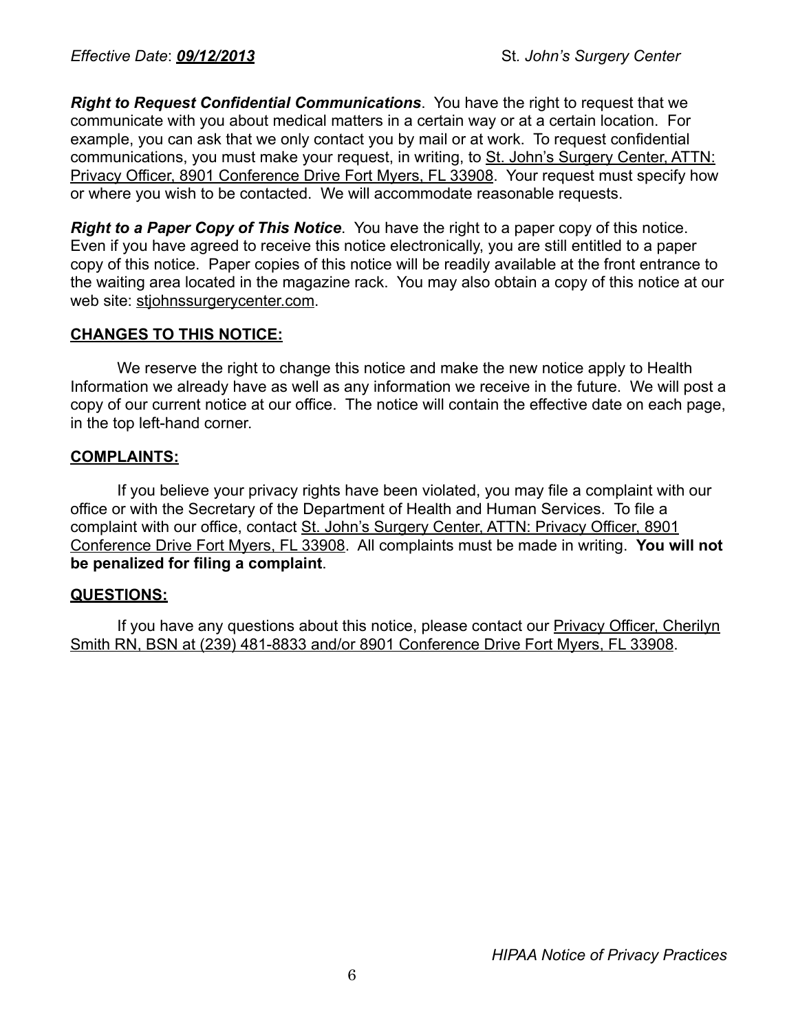***Right to Request Confidential Communications***. You have the right to request that we communicate with you about medical matters in a certain way or at a certain location. For example, you can ask that we only contact you by mail or at work. To request confidential communications, you must make your request, in writing, to St. John's Surgery Center, ATTN: Privacy Officer, 8901 Conference Drive Fort Myers, FL 33908. Your request must specify how or where you wish to be contacted. We will accommodate reasonable requests.

***Right to a Paper Copy of This Notice***. You have the right to a paper copy of this notice. Even if you have agreed to receive this notice electronically, you are still entitled to a paper copy of this notice. Paper copies of this notice will be readily available at the front entrance to the waiting area located in the magazine rack. You may also obtain a copy of this notice at our web site: stjohnssurgerycenter.com.

## CHANGES TO THIS NOTICE:

We reserve the right to change this notice and make the new notice apply to Health Information we already have as well as any information we receive in the future. We will post a copy of our current notice at our office. The notice will contain the effective date on each page, in the top left-hand corner.

## COMPLAINTS:

If you believe your privacy rights have been violated, you may file a complaint with our office or with the Secretary of the Department of Health and Human Services. To file a complaint with our office, contact St. John's Surgery Center, ATTN: Privacy Officer, 8901 Conference Drive Fort Myers, FL 33908. All complaints must be made in writing. **You will not be penalized for filing a complaint**.

## QUESTIONS:

If you have any questions about this notice, please contact our Privacy Officer, Cherilyn Smith RN, BSN at (239) 481-8833 and/or 8901 Conference Drive Fort Myers, FL 33908.